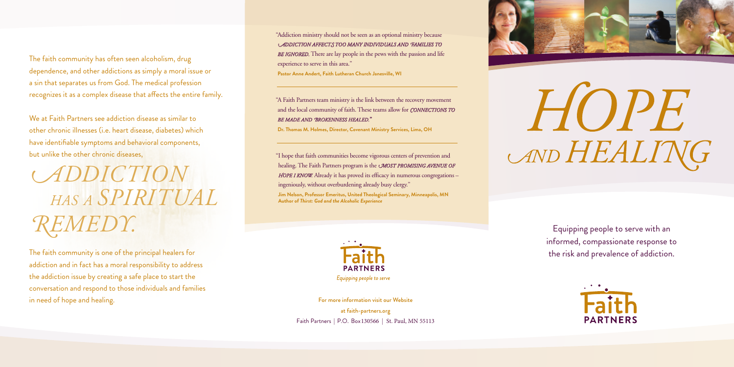The faith community has often seen alcoholism, drug dependence, and other addictions as simply a moral issue or a sin that separates us from God. The medical profession recognizes it as a complex disease that affects the entire family.

We at Faith Partners see addiction disease as similar to other chronic illnesses (i.e. heart disease, diabetes) which have identifiable symptoms and behavioral components, but unlike the other chronic diseases,

## *ADDICTION HAS A SPIRITUAL REMEDY.*

The faith community is one of the principal healers for addiction and in fact has a moral responsibility to address the addiction issue by creating a safe place to start the conversation and respond to those individuals and families in need of hope and healing.

"Addiction ministry should not be seen as an optional ministry because *ADDICTION AFFECTS TOO MANY INDIVIDUALS AND FAMILIES TO BE IGNORED.* There are lay people in the pews with the passion and life experience to serve in this area."

**Pastor Anne Andert, Faith Lutheran Church Janesville, WI**

---

"A Faith Partners team ministry is the link between the recovery movement and the local community of faith. These teams allow for *CONNECTIONS TO BE MADE AND BROKENNESS HEALED."*

**Dr. Thomas M. Holmes, Director, Covenant Ministry Services, Lima, OH**

---

"I hope that faith communities become vigorous centers of prevention and healing. The Faith Partners program is the *MOST PROMISING AVENUE OF HOPE I KNOW.* Already it has proved its efficacy in numerous congregations – ingeniously, without overburdening already busy clergy."

**Jim Nelson, Professor Emeritus, United Theological Seminary, Minneapolis, MN**
**Author of *Thirst: God and the Alcoholic Experience***

Faith PARTNERS
*Equipping people to serve*

For more information visit our Website
at faith-partners.org
Faith Partners | P.O. Box 130566 | St. Paul, MN 55113

# *HOPE AND HEALING*

Equipping people to serve with an informed, compassionate response to the risk and prevalence of addiction.

Faith PARTNERS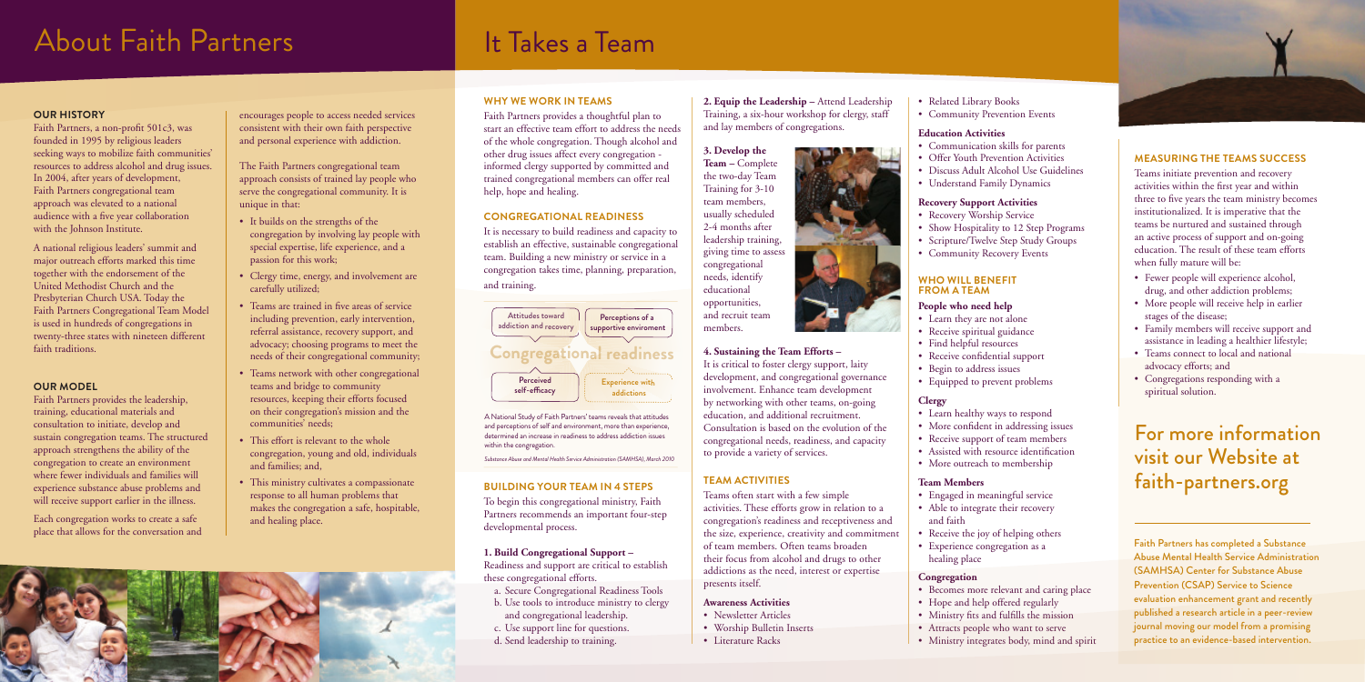# About Faith Partners

## OUR HISTORY

Faith Partners, a non-profit 501c3, was founded in 1995 by religious leaders seeking ways to mobilize faith communities' resources to address alcohol and drug issues. In 2004, after years of development, Faith Partners congregational team approach was elevated to a national audience with a five year collaboration with the Johnson Institute.

A national religious leaders' summit and major outreach efforts marked this time together with the endorsement of the United Methodist Church and the Presbyterian Church USA. Today the Faith Partners Congregational Team Model is used in hundreds of congregations in twenty-three states with nineteen different faith traditions.

## OUR MODEL

Faith Partners provides the leadership, training, educational materials and consultation to initiate, develop and sustain congregation teams. The structured approach strengthens the ability of the congregation to create an environment where fewer individuals and families will experience substance abuse problems and will receive support earlier in the illness.

Each congregation works to create a safe place that allows for the conversation and encourages people to access needed services consistent with their own faith perspective and personal experience with addiction.

The Faith Partners congregational team approach consists of trained lay people who serve the congregational community. It is unique in that:

- It builds on the strengths of the congregation by involving lay people with special expertise, life experience, and a passion for this work;
- Clergy time, energy, and involvement are carefully utilized;
- Teams are trained in five areas of service including prevention, early intervention, referral assistance, recovery support, and advocacy; choosing programs to meet the needs of their congregational community;
- Teams network with other congregational teams and bridge to community resources, keeping their efforts focused on their congregation's mission and the communities' needs;
- This effort is relevant to the whole congregation, young and old, individuals and families; and,
- This ministry cultivates a compassionate response to all human problems that makes the congregation a safe, hospitable, and healing place.

# It Takes a Team

## WHY WE WORK IN TEAMS

Faith Partners provides a thoughtful plan to start an effective team effort to address the needs of the whole congregation. Though alcohol and other drug issues affect every congregation - informed clergy supported by committed and trained congregational members can offer real help, hope and healing.

## CONGREGATIONAL READINESS

It is necessary to build readiness and capacity to establish an effective, sustainable congregational team. Building a new ministry or service in a congregation takes time, planning, preparation, and training.

Attitudes toward addiction and recovery

Perceptions of a supportive enviroment

Congregational readiness

Perceived self-efficacy

Experience with addictions

A National Study of Faith Partners' teams reveals that attitudes and perceptions of self and environment, more than experience, determined an increase in readiness to address addiction issues within the congregation.

*Substance Abuse and Mental Health Service Administration (SAMHSA), March 2010*

## BUILDING YOUR TEAM IN 4 STEPS

To begin this congregational ministry, Faith Partners recommends an important four-step developmental process.

**1. Build Congregational Support –** Readiness and support are critical to establish these congregational efforts.

a. Secure Congregational Readiness Tools
b. Use tools to introduce ministry to clergy and congregational leadership.
c. Use support line for questions.
d. Send leadership to training.

**2. Equip the Leadership –** Attend Leadership Training, a six-hour workshop for clergy, staff and lay members of congregations.

**3. Develop the Team –** Complete the two-day Team Training for 3-10 team members, usually scheduled 2-4 months after leadership training, giving time to assess congregational needs, identify educational opportunities, and recruit team members.

**4. Sustaining the Team Efforts –** It is critical to foster clergy support, laity development, and congregational governance involvement. Enhance team development by networking with other teams, on-going education, and additional recruitment. Consultation is based on the evolution of the congregational needs, readiness, and capacity to provide a variety of services.

## TEAM ACTIVITIES

Teams often start with a few simple activities. These efforts grow in relation to a congregation's readiness and receptiveness and the size, experience, creativity and commitment of team members. Often teams broaden their focus from alcohol and drugs to other addictions as the need, interest or expertise presents itself.

### Awareness Activities

- Newsletter Articles
- Worship Bulletin Inserts
- Literature Racks
- Related Library Books
- Community Prevention Events

### Education Activities

- Communication skills for parents
- Offer Youth Prevention Activities
- Discuss Adult Alcohol Use Guidelines
- Understand Family Dynamics

### Recovery Support Activities

- Recovery Worship Service
- Show Hospitality to 12 Step Programs
- Scripture/Twelve Step Study Groups
- Community Recovery Events

## WHO WILL BENEFIT FROM A TEAM

### People who need help

- Learn they are not alone
- Receive spiritual guidance
- Find helpful resources
- Receive confidential support
- Begin to address issues
- Equipped to prevent problems

### Clergy

- Learn healthy ways to respond
- More confident in addressing issues
- Receive support of team members
- Assisted with resource identification
- More outreach to membership

### Team Members

- Engaged in meaningful service
- Able to integrate their recovery and faith
- Receive the joy of helping others
- Experience congregation as a healing place

### Congregation

- Becomes more relevant and caring place
- Hope and help offered regularly
- Ministry fits and fulfills the mission
- Attracts people who want to serve
- Ministry integrates body, mind and spirit

## MEASURING THE TEAMS SUCCESS

Teams initiate prevention and recovery activities within the first year and within three to five years the team ministry becomes institutionalized. It is imperative that the teams be nurtured and sustained through an active process of support and on-going education. The result of these team efforts when fully mature will be:

- Fewer people will experience alcohol, drug, and other addiction problems;
- More people will receive help in earlier stages of the disease;
- Family members will receive support and assistance in leading a healthier lifestyle;
- Teams connect to local and national advocacy efforts; and
- Congregations responding with a spiritual solution.

## For more information visit our Website at faith-partners.org

Faith Partners has completed a Substance Abuse Mental Health Service Administration (SAMHSA) Center for Substance Abuse Prevention (CSAP) Service to Science evaluation enhancement grant and recently published a research article in a peer-review journal moving our model from a promising practice to an evidence-based intervention.